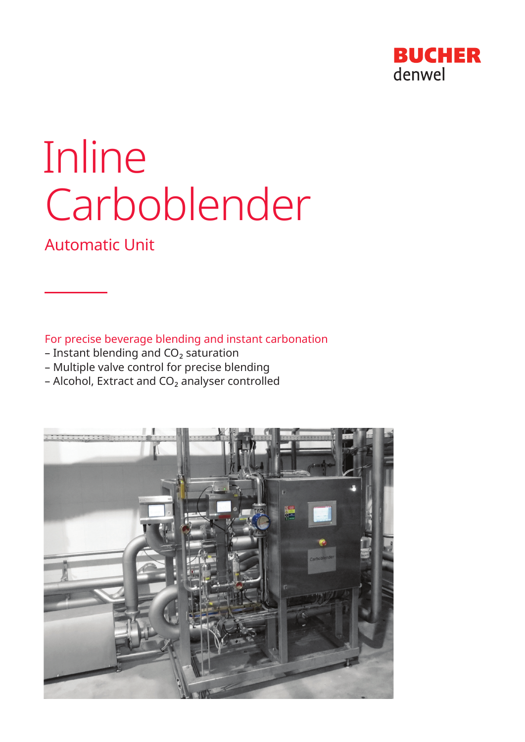BUCHER
denwel

# Inline Carboblender

## Automatic Unit

For precise beverage blending and instant carbonation

- Instant blending and $CO_2$ saturation
- Multiple valve control for precise blending
- Alcohol, Extract and $CO_2$ analyser controlled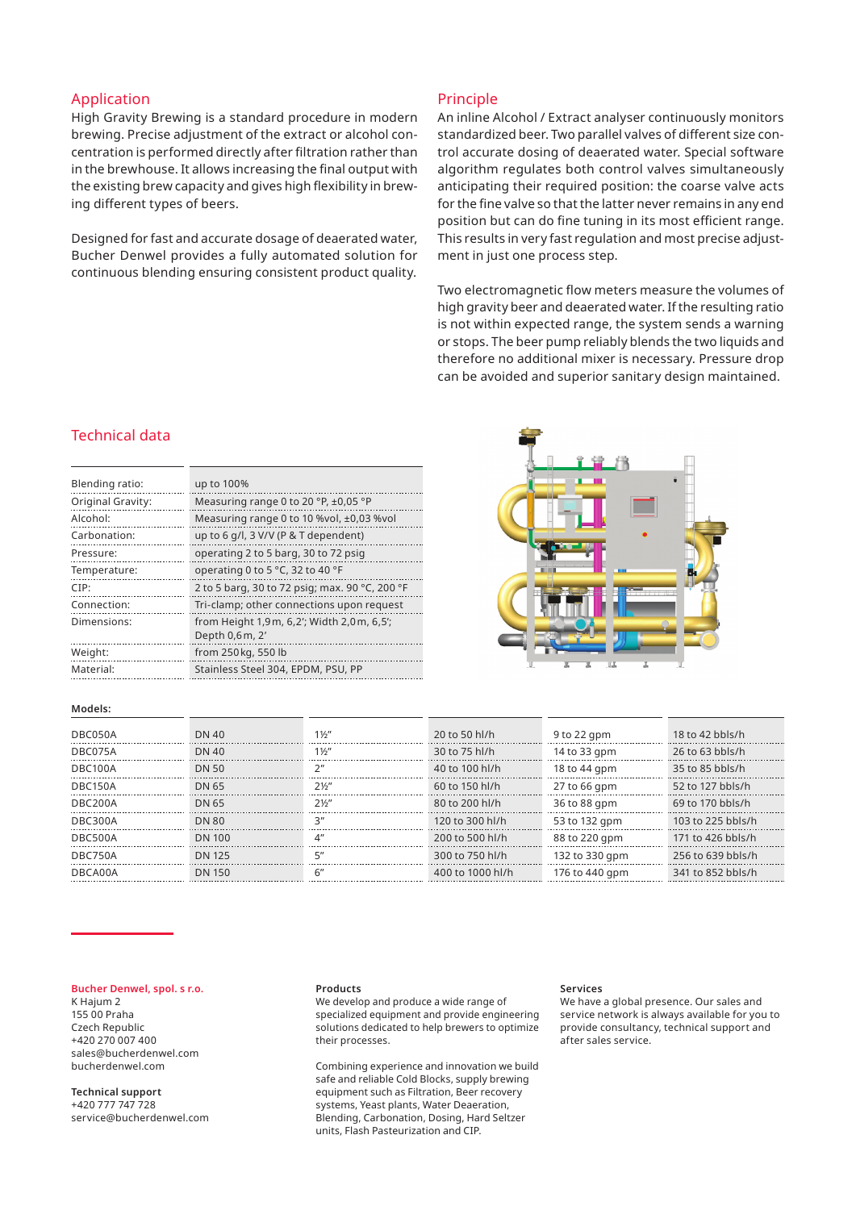## Application

High Gravity Brewing is a standard procedure in modern brewing. Precise adjustment of the extract or alcohol concentration is performed directly after filtration rather than in the brewhouse. It allows increasing the final output with the existing brew capacity and gives high flexibility in brewing different types of beers.

Designed for fast and accurate dosage of deaerated water, Bucher Denwel provides a fully automated solution for continuous blending ensuring consistent product quality.

## Principle

An inline Alcohol / Extract analyser continuously monitors standardized beer. Two parallel valves of different size control accurate dosing of deaerated water. Special software algorithm regulates both control valves simultaneously anticipating their required position: the coarse valve acts for the fine valve so that the latter never remains in any end position but can do fine tuning in its most efficient range. This results in very fast regulation and most precise adjustment in just one process step.

Two electromagnetic flow meters measure the volumes of high gravity beer and deaerated water. If the resulting ratio is not within expected range, the system sends a warning or stops. The beer pump reliably blends the two liquids and therefore no additional mixer is necessary. Pressure drop can be avoided and superior sanitary design maintained.

## Technical data

| | |
|---|---|
| Blending ratio: | up to 100% |
| Original Gravity: | Measuring range 0 to 20 °P, ±0,05 °P |
| Alcohol: | Measuring range 0 to 10 %vol, ±0,03 %vol |
| Carbonation: | up to 6 g/l, 3 V/V (P & T dependent) |
| Pressure: | operating 2 to 5 barg, 30 to 72 psig |
| Temperature: | operating 0 to 5 °C, 32 to 40 °F |
| CIP: | 2 to 5 barg, 30 to 72 psig; max. 90 °C, 200 °F |
| Connection: | Tri-clamp; other connections upon request |
| Dimensions: | from Height 1,9 m, 6,2'; Width 2,0 m, 6,5'; Depth 0,6 m, 2' |
| Weight: | from 250 kg, 550 lb |
| Material: | Stainless Steel 304, EPDM, PSU, PP |

**Models:**

| | | | | | |
|---|---|---|---|---|---|
| DBC050A | DN 40 | 1½" | 20 to 50 hl/h | 9 to 22 gpm | 18 to 42 bbls/h |
| DBC075A | DN 40 | 1½" | 30 to 75 hl/h | 14 to 33 gpm | 26 to 63 bbls/h |
| DBC100A | DN 50 | 2" | 40 to 100 hl/h | 18 to 44 gpm | 35 to 85 bbls/h |
| DBC150A | DN 65 | 2½" | 60 to 150 hl/h | 27 to 66 gpm | 52 to 127 bbls/h |
| DBC200A | DN 65 | 2½" | 80 to 200 hl/h | 36 to 88 gpm | 69 to 170 bbls/h |
| DBC300A | DN 80 | 3" | 120 to 300 hl/h | 53 to 132 gpm | 103 to 225 bbls/h |
| DBC500A | DN 100 | 4" | 200 to 500 hl/h | 88 to 220 gpm | 171 to 426 bbls/h |
| DBC750A | DN 125 | 5" | 300 to 750 hl/h | 132 to 330 gpm | 256 to 639 bbls/h |
| DBCA00A | DN 150 | 6" | 400 to 1000 hl/h | 176 to 440 gpm | 341 to 852 bbls/h |

**Bucher Denwel, spol. s r.o.**
K Hajum 2
155 00 Praha
Czech Republic
+420 270 007 400
sales@bucherdenwel.com
bucherdenwel.com

**Technical support**
+420 777 747 728
service@bucherdenwel.com

**Products**
We develop and produce a wide range of specialized equipment and provide engineering solutions dedicated to help brewers to optimize their processes.

Combining experience and innovation we build safe and reliable Cold Blocks, supply brewing equipment such as Filtration, Beer recovery systems, Yeast plants, Water Deaeration, Blending, Carbonation, Dosing, Hard Seltzer units, Flash Pasteurization and CIP.

**Services**
We have a global presence. Our sales and service network is always available for you to provide consultancy, technical support and after sales service.